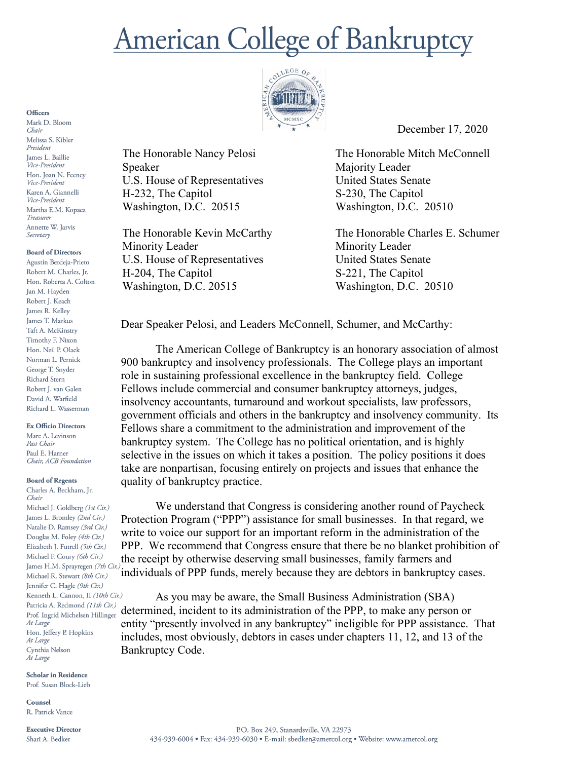# American College of Bankruptcy

**Officers**
Mark D. Bloom
*Chair*
Melissa S. Kibler
*President*
James L. Baillie
*Vice-President*
Hon. Joan N. Feeney
*Vice-President*
Karen A. Giannelli
*Vice-President*
Martha E.M. Kopacz
*Treasurer*
Annette W. Jarvis
*Secretary*

**Board of Directors**
Agustín Berdeja-Prieto
Robert M. Charles, Jr.
Hon. Roberta A. Colton
Jan M. Hayden
Robert J. Keach
James R. Kelley
James T. Markus
Taft A. McKinstry
Timothy F. Nixon
Hon. Neil P. Olack
Norman L. Pernick
George T. Snyder
Richard Stern
Robert J. van Galen
David A. Warfield
Richard L. Wasserman

**Ex Officio Directors**
Marc A. Levinson
*Past Chair*
Paul E. Harner
*Chair, ACB Foundation*

**Board of Regents**
Charles A. Beckham, Jr.
*Chair*
Michael J. Goldberg *(1st Cir.)*
James L. Bromley *(2nd Cir.)*
Natalie D. Ramsey *(3rd Cir.)*
Douglas M. Foley *(4th Cir.)*
Elizabeth J. Futrell *(5th Cir.)*
Michael P. Coury *(6th Cir.)*
James H.M. Sprayregen *(7th Cir.)*
Michael R. Stewart *(8th Cir.)*
Jennifer C. Hagle *(9th Cir.)*
Kenneth L. Cannon, II *(10th Cir.)*
Patricia A. Redmond *(11th Cir.)*
Prof. Ingrid Michelsen Hillinger
*At Large*
Hon. Jeffery P. Hopkins
*At Large*
Cynthia Nelson
*At Large*

**Scholar in Residence**
Prof. Susan Block-Lieb

**Counsel**
R. Patrick Vance

**Executive Director**
Shari A. Bedker

December 17, 2020

The Honorable Nancy Pelosi
Speaker
U.S. House of Representatives
H-232, The Capitol
Washington, D.C. 20515

The Honorable Mitch McConnell
Majority Leader
United States Senate
S-230, The Capitol
Washington, D.C. 20510

The Honorable Kevin McCarthy
Minority Leader
U.S. House of Representatives
H-204, The Capitol
Washington, D.C. 20515

The Honorable Charles E. Schumer
Minority Leader
United States Senate
S-221, The Capitol
Washington, D.C. 20510

Dear Speaker Pelosi, and Leaders McConnell, Schumer, and McCarthy:

The American College of Bankruptcy is an honorary association of almost 900 bankruptcy and insolvency professionals. The College plays an important role in sustaining professional excellence in the bankruptcy field. College Fellows include commercial and consumer bankruptcy attorneys, judges, insolvency accountants, turnaround and workout specialists, law professors, government officials and others in the bankruptcy and insolvency community. Its Fellows share a commitment to the administration and improvement of the bankruptcy system. The College has no political orientation, and is highly selective in the issues on which it takes a position. The policy positions it does take are nonpartisan, focusing entirely on projects and issues that enhance the quality of bankruptcy practice.

We understand that Congress is considering another round of Paycheck Protection Program ("PPP") assistance for small businesses. In that regard, we write to voice our support for an important reform in the administration of the PPP. We recommend that Congress ensure that there be no blanket prohibition of the receipt by otherwise deserving small businesses, family farmers and individuals of PPP funds, merely because they are debtors in bankruptcy cases.

As you may be aware, the Small Business Administration (SBA) determined, incident to its administration of the PPP, to make any person or entity "presently involved in any bankruptcy" ineligible for PPP assistance. That includes, most obviously, debtors in cases under chapters 11, 12, and 13 of the Bankruptcy Code.

P.O. Box 249, Stanardsville, VA 22973
434-939-6004 • Fax: 434-939-6030 • E-mail: sbedker@amercol.org • Website: www.amercol.org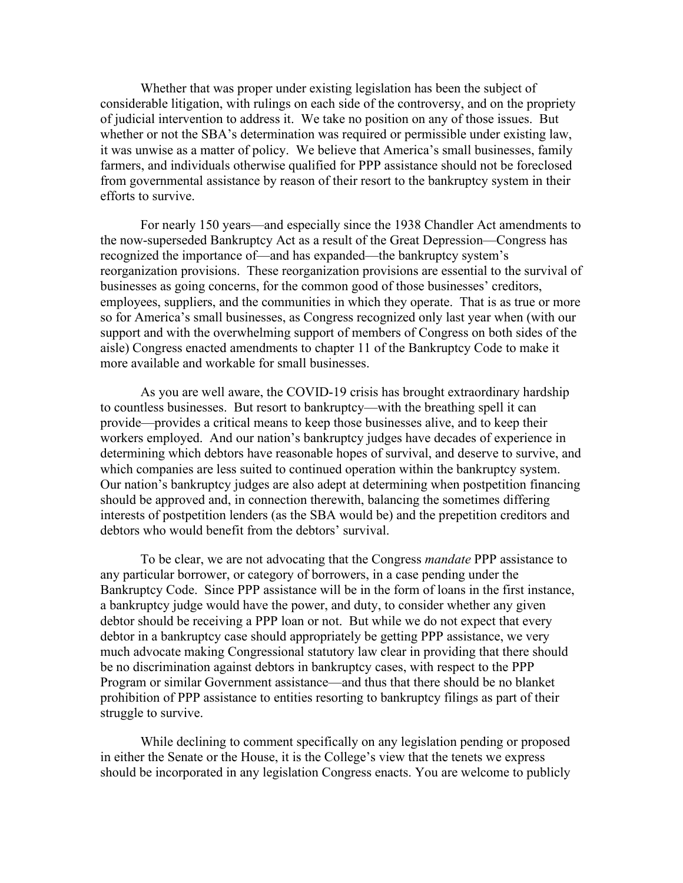Whether that was proper under existing legislation has been the subject of considerable litigation, with rulings on each side of the controversy, and on the propriety of judicial intervention to address it. We take no position on any of those issues. But whether or not the SBA's determination was required or permissible under existing law, it was unwise as a matter of policy. We believe that America's small businesses, family farmers, and individuals otherwise qualified for PPP assistance should not be foreclosed from governmental assistance by reason of their resort to the bankruptcy system in their efforts to survive.

For nearly 150 years—and especially since the 1938 Chandler Act amendments to the now-superseded Bankruptcy Act as a result of the Great Depression—Congress has recognized the importance of—and has expanded—the bankruptcy system's reorganization provisions. These reorganization provisions are essential to the survival of businesses as going concerns, for the common good of those businesses' creditors, employees, suppliers, and the communities in which they operate. That is as true or more so for America's small businesses, as Congress recognized only last year when (with our support and with the overwhelming support of members of Congress on both sides of the aisle) Congress enacted amendments to chapter 11 of the Bankruptcy Code to make it more available and workable for small businesses.

As you are well aware, the COVID-19 crisis has brought extraordinary hardship to countless businesses. But resort to bankruptcy—with the breathing spell it can provide—provides a critical means to keep those businesses alive, and to keep their workers employed. And our nation's bankruptcy judges have decades of experience in determining which debtors have reasonable hopes of survival, and deserve to survive, and which companies are less suited to continued operation within the bankruptcy system. Our nation's bankruptcy judges are also adept at determining when postpetition financing should be approved and, in connection therewith, balancing the sometimes differing interests of postpetition lenders (as the SBA would be) and the prepetition creditors and debtors who would benefit from the debtors' survival.

To be clear, we are not advocating that the Congress *mandate* PPP assistance to any particular borrower, or category of borrowers, in a case pending under the Bankruptcy Code. Since PPP assistance will be in the form of loans in the first instance, a bankruptcy judge would have the power, and duty, to consider whether any given debtor should be receiving a PPP loan or not. But while we do not expect that every debtor in a bankruptcy case should appropriately be getting PPP assistance, we very much advocate making Congressional statutory law clear in providing that there should be no discrimination against debtors in bankruptcy cases, with respect to the PPP Program or similar Government assistance—and thus that there should be no blanket prohibition of PPP assistance to entities resorting to bankruptcy filings as part of their struggle to survive.

While declining to comment specifically on any legislation pending or proposed in either the Senate or the House, it is the College's view that the tenets we express should be incorporated in any legislation Congress enacts. You are welcome to publicly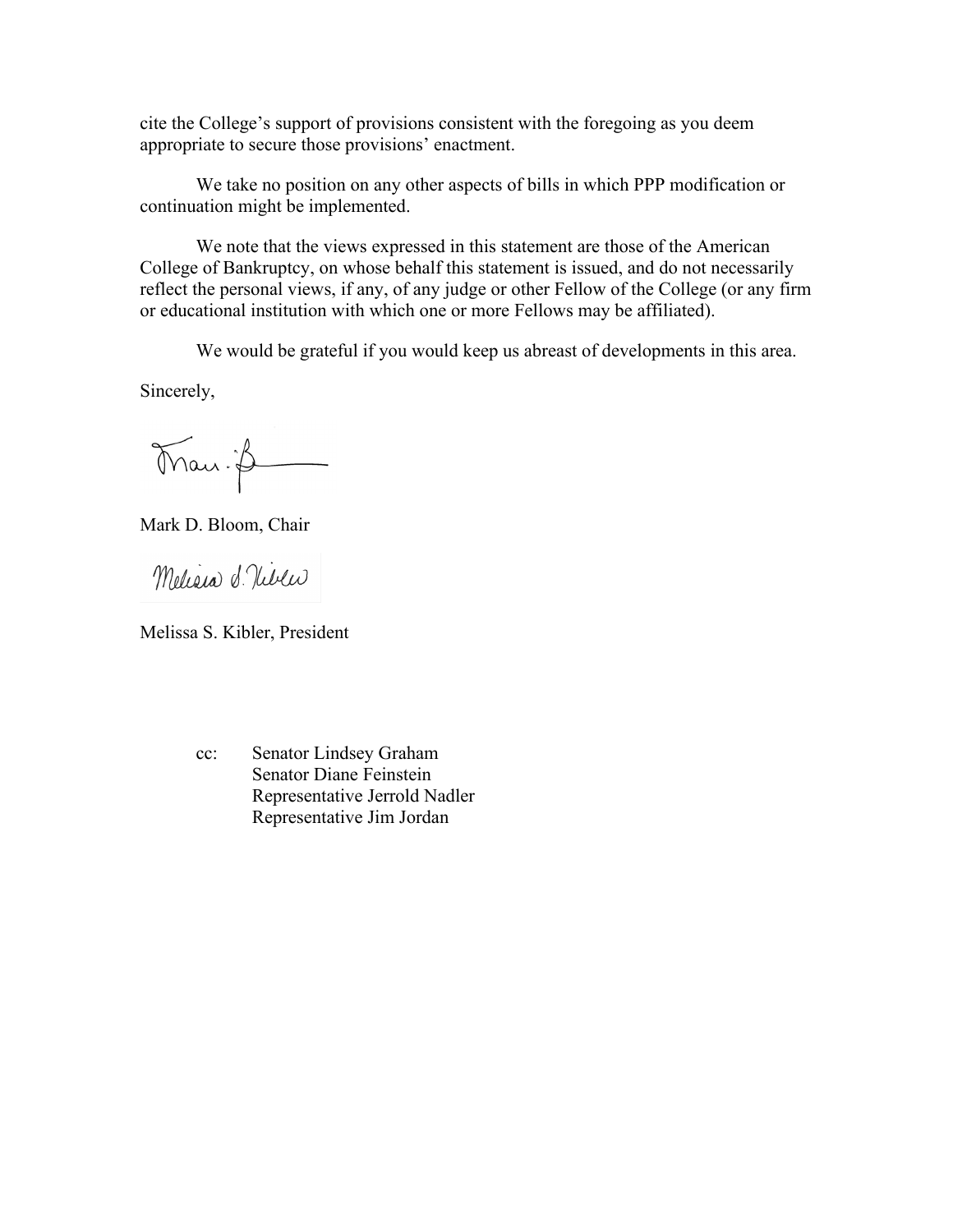cite the College's support of provisions consistent with the foregoing as you deem appropriate to secure those provisions' enactment.

We take no position on any other aspects of bills in which PPP modification or continuation might be implemented.

We note that the views expressed in this statement are those of the American College of Bankruptcy, on whose behalf this statement is issued, and do not necessarily reflect the personal views, if any, of any judge or other Fellow of the College (or any firm or educational institution with which one or more Fellows may be affiliated).

We would be grateful if you would keep us abreast of developments in this area.

Sincerely,

Mark D. Bloom, Chair

Melissa S. Kibler, President

cc: Senator Lindsey Graham
Senator Diane Feinstein
Representative Jerrold Nadler
Representative Jim Jordan